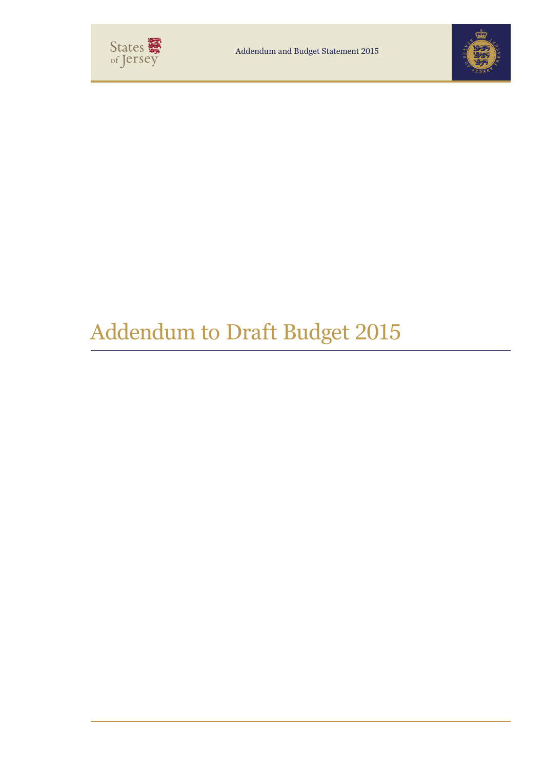# Addendum to Draft Budget 2015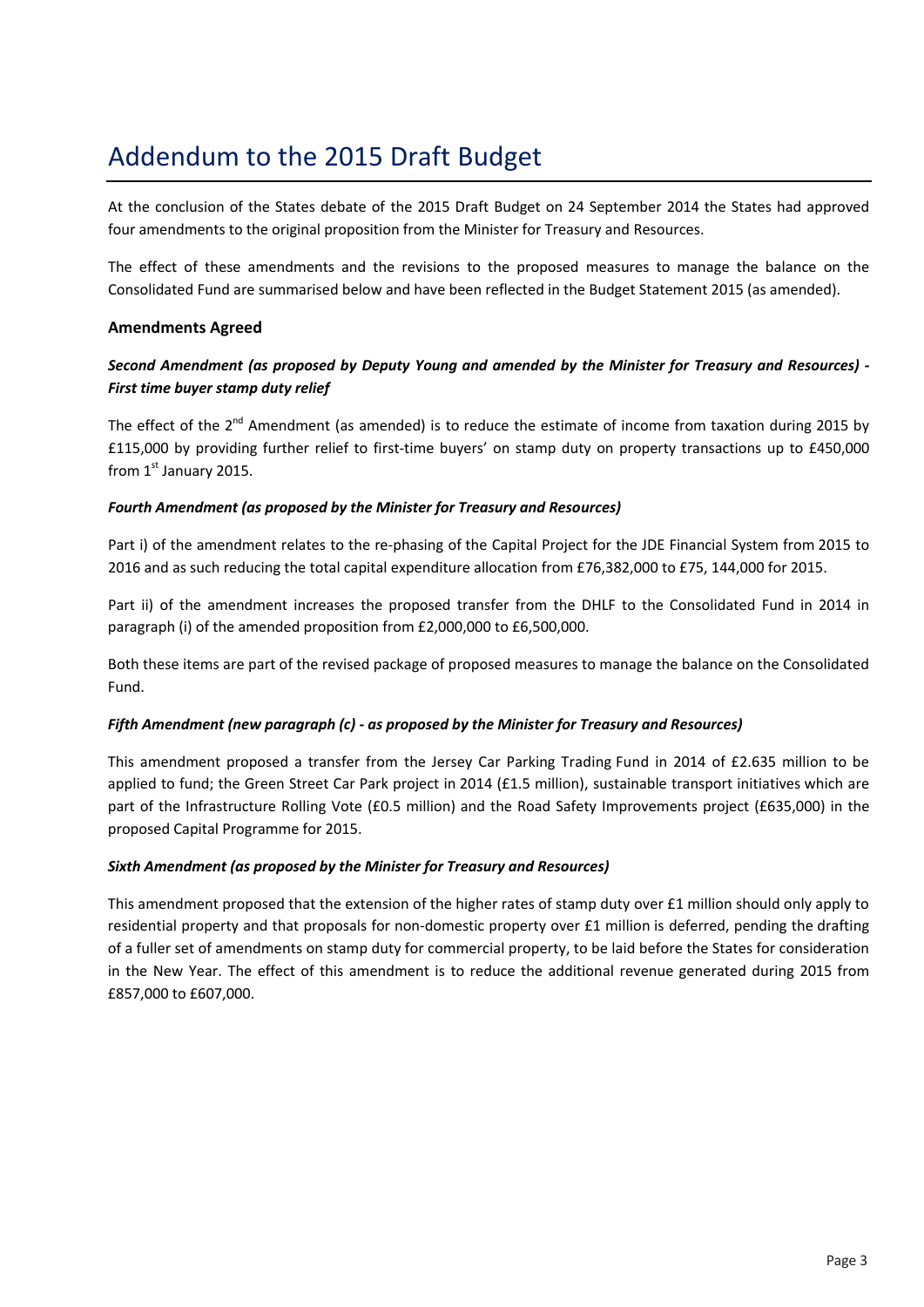# Addendum to the 2015 Draft Budget

At the conclusion of the States debate of the 2015 Draft Budget on 24 September 2014 the States had approved four amendments to the original proposition from the Minister for Treasury and Resources.

The effect of these amendments and the revisions to the proposed measures to manage the balance on the Consolidated Fund are summarised below and have been reflected in the Budget Statement 2015 (as amended).

### Amendments Agreed

#### *Second Amendment (as proposed by Deputy Young and amended by the Minister for Treasury and Resources) - First time buyer stamp duty relief*

The effect of the 2nd Amendment (as amended) is to reduce the estimate of income from taxation during 2015 by £115,000 by providing further relief to first-time buyers' on stamp duty on property transactions up to £450,000 from 1st January 2015.

#### *Fourth Amendment (as proposed by the Minister for Treasury and Resources)*

Part i) of the amendment relates to the re-phasing of the Capital Project for the JDE Financial System from 2015 to 2016 and as such reducing the total capital expenditure allocation from £76,382,000 to £75, 144,000 for 2015.

Part ii) of the amendment increases the proposed transfer from the DHLF to the Consolidated Fund in 2014 in paragraph (i) of the amended proposition from £2,000,000 to £6,500,000.

Both these items are part of the revised package of proposed measures to manage the balance on the Consolidated Fund.

#### *Fifth Amendment (new paragraph (c) - as proposed by the Minister for Treasury and Resources)*

This amendment proposed a transfer from the Jersey Car Parking Trading Fund in 2014 of £2.635 million to be applied to fund; the Green Street Car Park project in 2014 (£1.5 million), sustainable transport initiatives which are part of the Infrastructure Rolling Vote (£0.5 million) and the Road Safety Improvements project (£635,000) in the proposed Capital Programme for 2015.

#### *Sixth Amendment (as proposed by the Minister for Treasury and Resources)*

This amendment proposed that the extension of the higher rates of stamp duty over £1 million should only apply to residential property and that proposals for non-domestic property over £1 million is deferred, pending the drafting of a fuller set of amendments on stamp duty for commercial property, to be laid before the States for consideration in the New Year. The effect of this amendment is to reduce the additional revenue generated during 2015 from £857,000 to £607,000.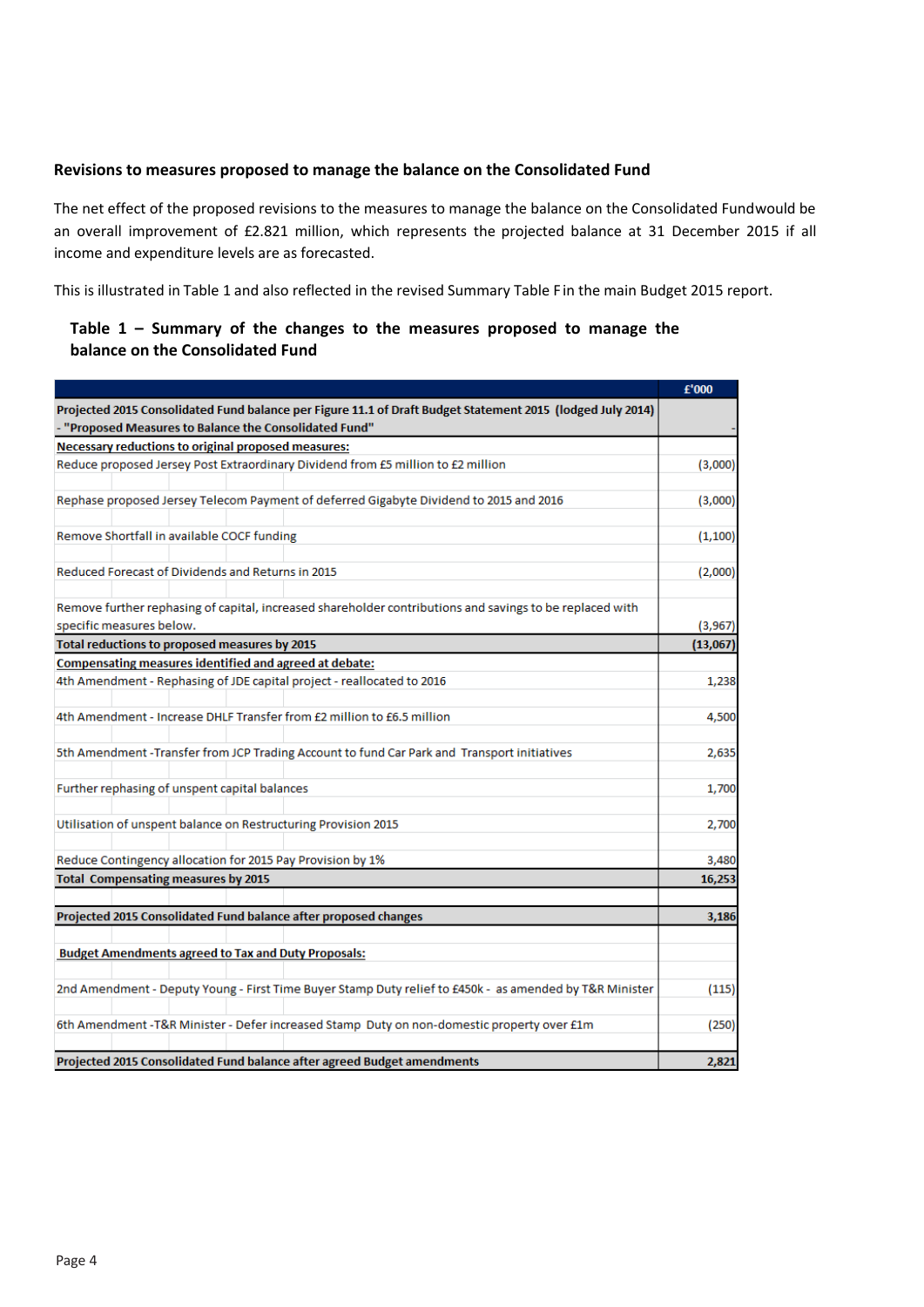### Revisions to measures proposed to manage the balance on the Consolidated Fund

The net effect of the proposed revisions to the measures to manage the balance on the Consolidated Fundwould be an overall improvement of £2.821 million, which represents the projected balance at 31 December 2015 if all income and expenditure levels are as forecasted.

This is illustrated in Table 1 and also reflected in the revised Summary Table F in the main Budget 2015 report.

**Table 1 – Summary of the changes to the measures proposed to manage the balance on the Consolidated Fund**

| | £'000 |
|---|---|
| **Projected 2015 Consolidated Fund balance per Figure 11.1 of Draft Budget Statement 2015 (lodged July 2014) - "Proposed Measures to Balance the Consolidated Fund"** | - |
| **Necessary reductions to original proposed measures:** | |
| Reduce proposed Jersey Post Extraordinary Dividend from £5 million to £2 million | (3,000) |
| Rephase proposed Jersey Telecom Payment of deferred Gigabyte Dividend to 2015 and 2016 | (3,000) |
| Remove Shortfall in available COCF funding | (1,100) |
| Reduced Forecast of Dividends and Returns in 2015 | (2,000) |
| Remove further rephasing of capital, increased shareholder contributions and savings to be replaced with specific measures below. | (3,967) |
| **Total reductions to proposed measures by 2015** | **(13,067)** |
| **Compensating measures identified and agreed at debate:** | |
| 4th Amendment - Rephasing of JDE capital project - reallocated to 2016 | 1,238 |
| 4th Amendment - Increase DHLF Transfer from £2 million to £6.5 million | 4,500 |
| 5th Amendment -Transfer from JCP Trading Account to fund Car Park and Transport initiatives | 2,635 |
| Further rephasing of unspent capital balances | 1,700 |
| Utilisation of unspent balance on Restructuring Provision 2015 | 2,700 |
| Reduce Contingency allocation for 2015 Pay Provision by 1% | 3,480 |
| **Total Compensating measures by 2015** | **16,253** |
| | |
| **Projected 2015 Consolidated Fund balance after proposed changes** | **3,186** |
| **Budget Amendments agreed to Tax and Duty Proposals:** | |
| 2nd Amendment - Deputy Young - First Time Buyer Stamp Duty relief to £450k - as amended by T&R Minister | (115) |
| 6th Amendment -T&R Minister - Defer increased Stamp Duty on non-domestic property over £1m | (250) |
| **Projected 2015 Consolidated Fund balance after agreed Budget amendments** | **2,821** |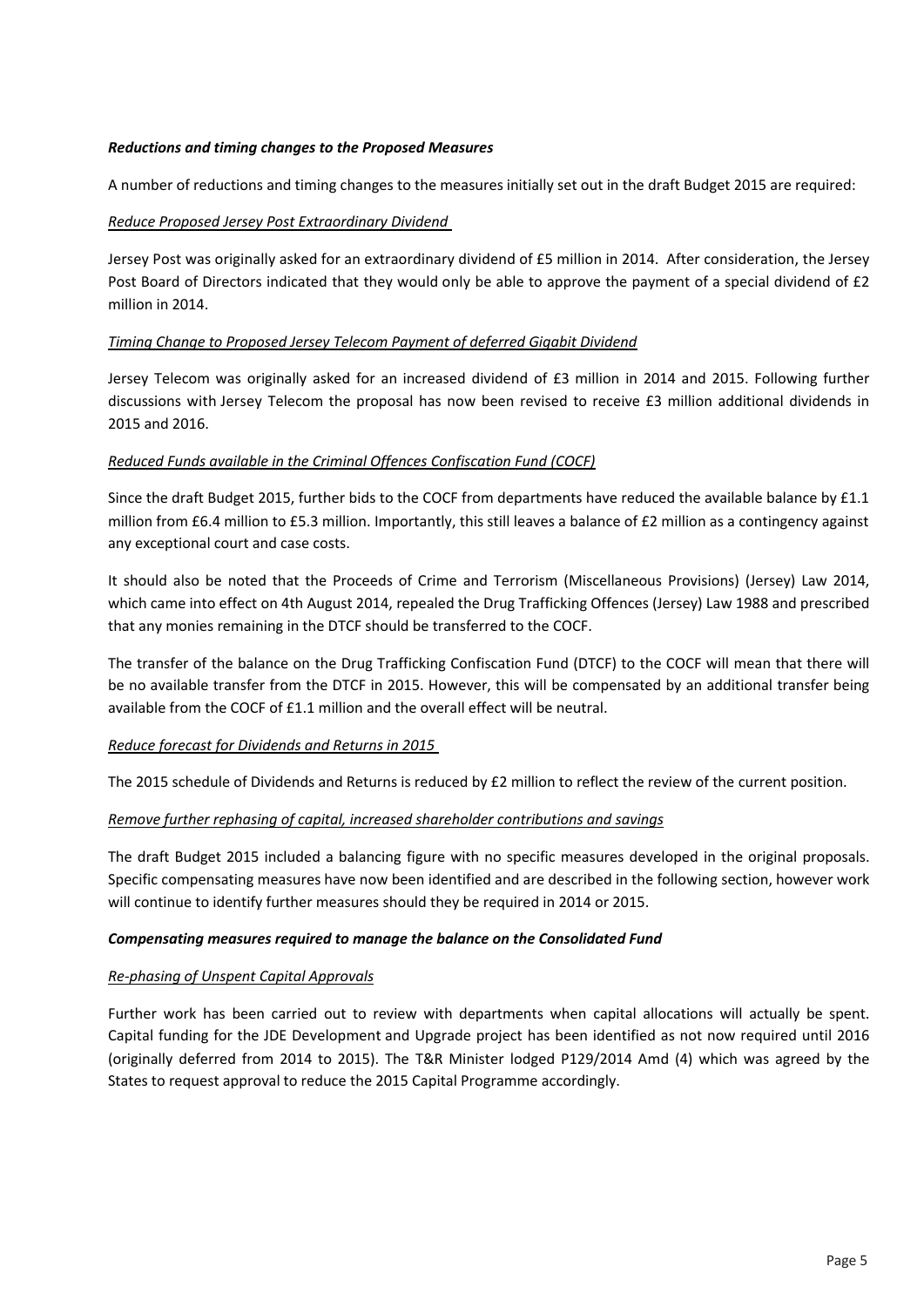***Reductions and timing changes to the Proposed Measures***

A number of reductions and timing changes to the measures initially set out in the draft Budget 2015 are required:

<u>*Reduce Proposed Jersey Post Extraordinary Dividend*</u>

Jersey Post was originally asked for an extraordinary dividend of £5 million in 2014. After consideration, the Jersey Post Board of Directors indicated that they would only be able to approve the payment of a special dividend of £2 million in 2014.

<u>*Timing Change to Proposed Jersey Telecom Payment of deferred Gigabit Dividend*</u>

Jersey Telecom was originally asked for an increased dividend of £3 million in 2014 and 2015. Following further discussions with Jersey Telecom the proposal has now been revised to receive £3 million additional dividends in 2015 and 2016.

<u>*Reduced Funds available in the Criminal Offences Confiscation Fund (COCF)*</u>

Since the draft Budget 2015, further bids to the COCF from departments have reduced the available balance by £1.1 million from £6.4 million to £5.3 million. Importantly, this still leaves a balance of £2 million as a contingency against any exceptional court and case costs.

It should also be noted that the Proceeds of Crime and Terrorism (Miscellaneous Provisions) (Jersey) Law 2014, which came into effect on 4th August 2014, repealed the Drug Trafficking Offences (Jersey) Law 1988 and prescribed that any monies remaining in the DTCF should be transferred to the COCF.

The transfer of the balance on the Drug Trafficking Confiscation Fund (DTCF) to the COCF will mean that there will be no available transfer from the DTCF in 2015. However, this will be compensated by an additional transfer being available from the COCF of £1.1 million and the overall effect will be neutral.

<u>*Reduce forecast for Dividends and Returns in 2015*</u>

The 2015 schedule of Dividends and Returns is reduced by £2 million to reflect the review of the current position.

<u>*Remove further rephasing of capital, increased shareholder contributions and savings*</u>

The draft Budget 2015 included a balancing figure with no specific measures developed in the original proposals. Specific compensating measures have now been identified and are described in the following section, however work will continue to identify further measures should they be required in 2014 or 2015.

***Compensating measures required to manage the balance on the Consolidated Fund***

<u>*Re-phasing of Unspent Capital Approvals*</u>

Further work has been carried out to review with departments when capital allocations will actually be spent. Capital funding for the JDE Development and Upgrade project has been identified as not now required until 2016 (originally deferred from 2014 to 2015). The T&R Minister lodged P129/2014 Amd (4) which was agreed by the States to request approval to reduce the 2015 Capital Programme accordingly.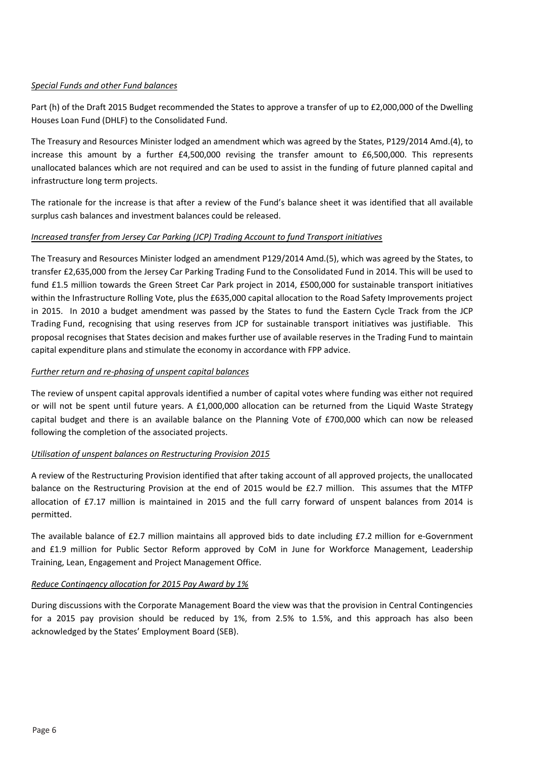*Special Funds and other Fund balances*

Part (h) of the Draft 2015 Budget recommended the States to approve a transfer of up to £2,000,000 of the Dwelling Houses Loan Fund (DHLF) to the Consolidated Fund.

The Treasury and Resources Minister lodged an amendment which was agreed by the States, P129/2014 Amd.(4), to increase this amount by a further £4,500,000 revising the transfer amount to £6,500,000. This represents unallocated balances which are not required and can be used to assist in the funding of future planned capital and infrastructure long term projects.

The rationale for the increase is that after a review of the Fund's balance sheet it was identified that all available surplus cash balances and investment balances could be released.

*Increased transfer from Jersey Car Parking (JCP) Trading Account to fund Transport initiatives*

The Treasury and Resources Minister lodged an amendment P129/2014 Amd.(5), which was agreed by the States, to transfer £2,635,000 from the Jersey Car Parking Trading Fund to the Consolidated Fund in 2014. This will be used to fund £1.5 million towards the Green Street Car Park project in 2014, £500,000 for sustainable transport initiatives within the Infrastructure Rolling Vote, plus the £635,000 capital allocation to the Road Safety Improvements project in 2015. In 2010 a budget amendment was passed by the States to fund the Eastern Cycle Track from the JCP Trading Fund, recognising that using reserves from JCP for sustainable transport initiatives was justifiable. This proposal recognises that States decision and makes further use of available reserves in the Trading Fund to maintain capital expenditure plans and stimulate the economy in accordance with FPP advice.

*Further return and re-phasing of unspent capital balances*

The review of unspent capital approvals identified a number of capital votes where funding was either not required or will not be spent until future years. A £1,000,000 allocation can be returned from the Liquid Waste Strategy capital budget and there is an available balance on the Planning Vote of £700,000 which can now be released following the completion of the associated projects.

*Utilisation of unspent balances on Restructuring Provision 2015*

A review of the Restructuring Provision identified that after taking account of all approved projects, the unallocated balance on the Restructuring Provision at the end of 2015 would be £2.7 million. This assumes that the MTFP allocation of £7.17 million is maintained in 2015 and the full carry forward of unspent balances from 2014 is permitted.

The available balance of £2.7 million maintains all approved bids to date including £7.2 million for e-Government and £1.9 million for Public Sector Reform approved by CoM in June for Workforce Management, Leadership Training, Lean, Engagement and Project Management Office.

*Reduce Contingency allocation for 2015 Pay Award by 1%*

During discussions with the Corporate Management Board the view was that the provision in Central Contingencies for a 2015 pay provision should be reduced by 1%, from 2.5% to 1.5%, and this approach has also been acknowledged by the States' Employment Board (SEB).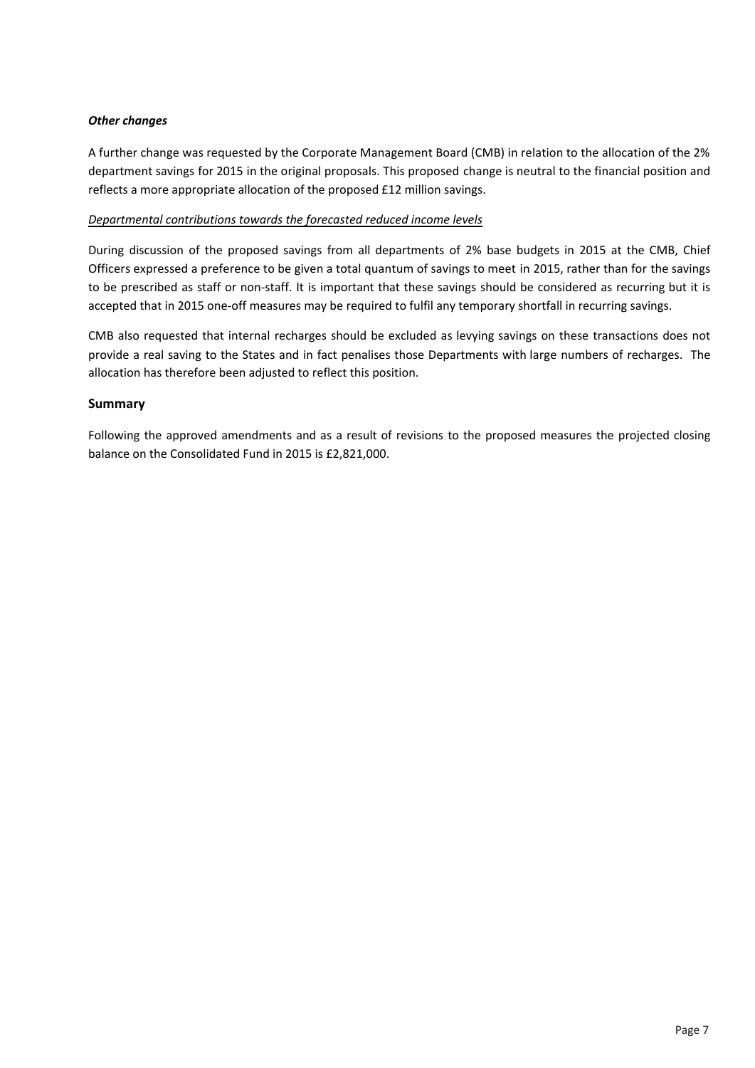***Other changes***

A further change was requested by the Corporate Management Board (CMB) in relation to the allocation of the 2% department savings for 2015 in the original proposals. This proposed change is neutral to the financial position and reflects a more appropriate allocation of the proposed £12 million savings.

*Departmental contributions towards the forecasted reduced income levels*

During discussion of the proposed savings from all departments of 2% base budgets in 2015 at the CMB, Chief Officers expressed a preference to be given a total quantum of savings to meet in 2015, rather than for the savings to be prescribed as staff or non-staff. It is important that these savings should be considered as recurring but it is accepted that in 2015 one-off measures may be required to fulfil any temporary shortfall in recurring savings.

CMB also requested that internal recharges should be excluded as levying savings on these transactions does not provide a real saving to the States and in fact penalises those Departments with large numbers of recharges. The allocation has therefore been adjusted to reflect this position.

## Summary

Following the approved amendments and as a result of revisions to the proposed measures the projected closing balance on the Consolidated Fund in 2015 is £2,821,000.